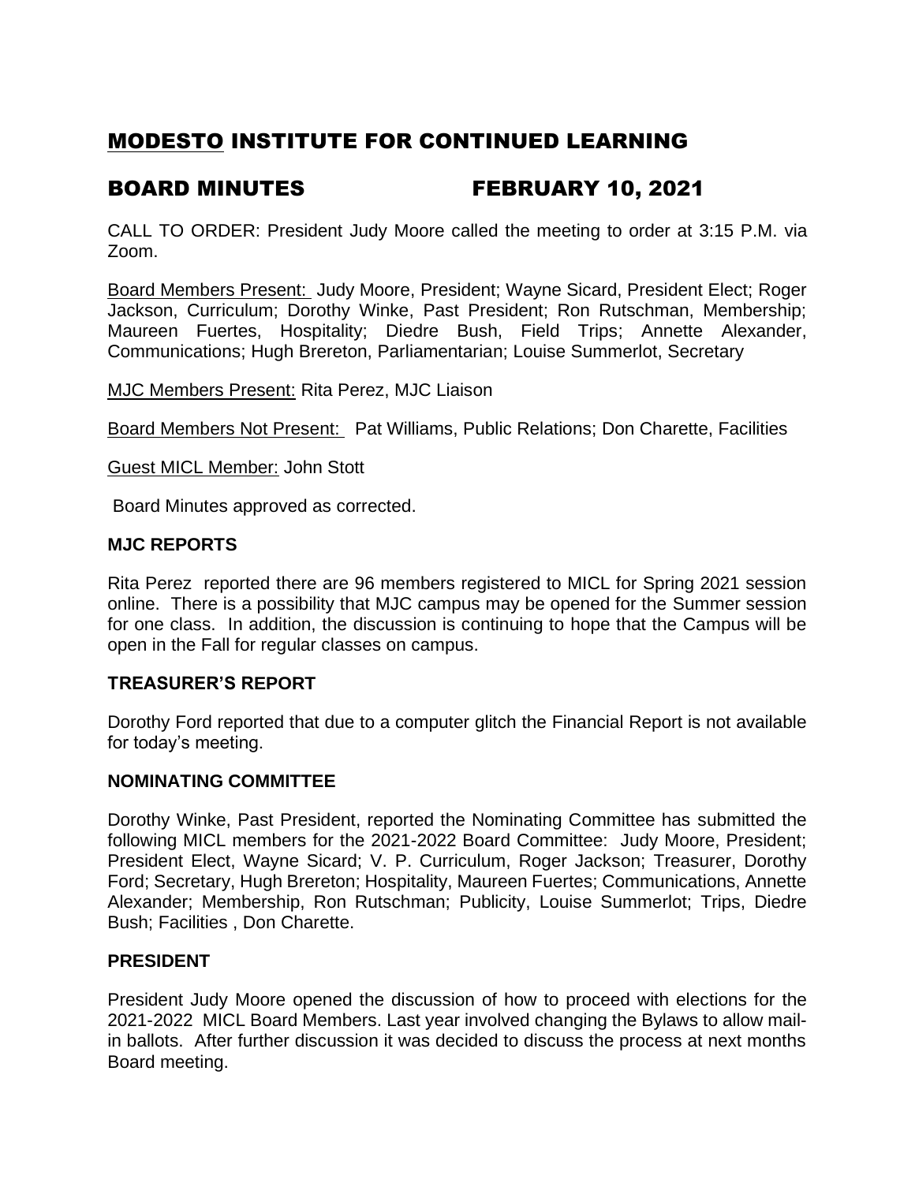# MODESTO INSTITUTE FOR CONTINUED LEARNING

## BOARD MINUTES FEBRUARY 10, 2021

CALL TO ORDER: President Judy Moore called the meeting to order at 3:15 P.M. via Zoom.

Board Members Present: Judy Moore, President; Wayne Sicard, President Elect; Roger Jackson, Curriculum; Dorothy Winke, Past President; Ron Rutschman, Membership; Maureen Fuertes, Hospitality; Diedre Bush, Field Trips; Annette Alexander, Communications; Hugh Brereton, Parliamentarian; Louise Summerlot, Secretary

MJC Members Present: Rita Perez, MJC Liaison

Board Members Not Present: Pat Williams, Public Relations; Don Charette, Facilities

Guest MICL Member: John Stott

Board Minutes approved as corrected.

### MJC REPORTS

Rita Perez reported there are 96 members registered to MICL for Spring 2021 session online. There is a possibility that MJC campus may be opened for the Summer session for one class. In addition, the discussion is continuing to hope that the Campus will be open in the Fall for regular classes on campus.

### TREASURER'S REPORT

Dorothy Ford reported that due to a computer glitch the Financial Report is not available for today's meeting.

### NOMINATING COMMITTEE

Dorothy Winke, Past President, reported the Nominating Committee has submitted the following MICL members for the 2021-2022 Board Committee: Judy Moore, President; President Elect, Wayne Sicard; V. P. Curriculum, Roger Jackson; Treasurer, Dorothy Ford; Secretary, Hugh Brereton; Hospitality, Maureen Fuertes; Communications, Annette Alexander; Membership, Ron Rutschman; Publicity, Louise Summerlot; Trips, Diedre Bush; Facilities , Don Charette.

### PRESIDENT

President Judy Moore opened the discussion of how to proceed with elections for the 2021-2022 MICL Board Members. Last year involved changing the Bylaws to allow mail-in ballots. After further discussion it was decided to discuss the process at next months Board meeting.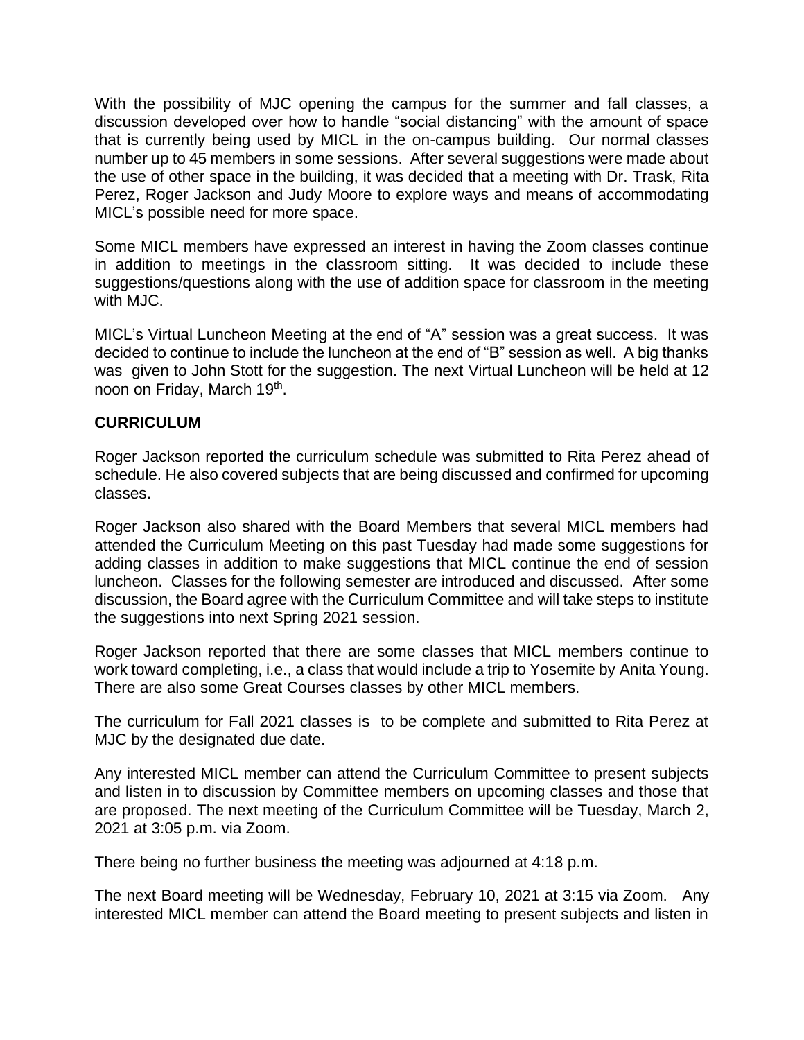With the possibility of MJC opening the campus for the summer and fall classes, a discussion developed over how to handle "social distancing" with the amount of space that is currently being used by MICL in the on-campus building. Our normal classes number up to 45 members in some sessions. After several suggestions were made about the use of other space in the building, it was decided that a meeting with Dr. Trask, Rita Perez, Roger Jackson and Judy Moore to explore ways and means of accommodating MICL's possible need for more space.

Some MICL members have expressed an interest in having the Zoom classes continue in addition to meetings in the classroom sitting. It was decided to include these suggestions/questions along with the use of addition space for classroom in the meeting with MJC.

MICL's Virtual Luncheon Meeting at the end of "A" session was a great success. It was decided to continue to include the luncheon at the end of "B" session as well. A big thanks was given to John Stott for the suggestion. The next Virtual Luncheon will be held at 12 noon on Friday, March 19th.

**CURRICULUM**

Roger Jackson reported the curriculum schedule was submitted to Rita Perez ahead of schedule. He also covered subjects that are being discussed and confirmed for upcoming classes.

Roger Jackson also shared with the Board Members that several MICL members had attended the Curriculum Meeting on this past Tuesday had made some suggestions for adding classes in addition to make suggestions that MICL continue the end of session luncheon. Classes for the following semester are introduced and discussed. After some discussion, the Board agree with the Curriculum Committee and will take steps to institute the suggestions into next Spring 2021 session.

Roger Jackson reported that there are some classes that MICL members continue to work toward completing, i.e., a class that would include a trip to Yosemite by Anita Young. There are also some Great Courses classes by other MICL members.

The curriculum for Fall 2021 classes is to be complete and submitted to Rita Perez at MJC by the designated due date.

Any interested MICL member can attend the Curriculum Committee to present subjects and listen in to discussion by Committee members on upcoming classes and those that are proposed. The next meeting of the Curriculum Committee will be Tuesday, March 2, 2021 at 3:05 p.m. via Zoom.

There being no further business the meeting was adjourned at 4:18 p.m.

The next Board meeting will be Wednesday, February 10, 2021 at 3:15 via Zoom. Any interested MICL member can attend the Board meeting to present subjects and listen in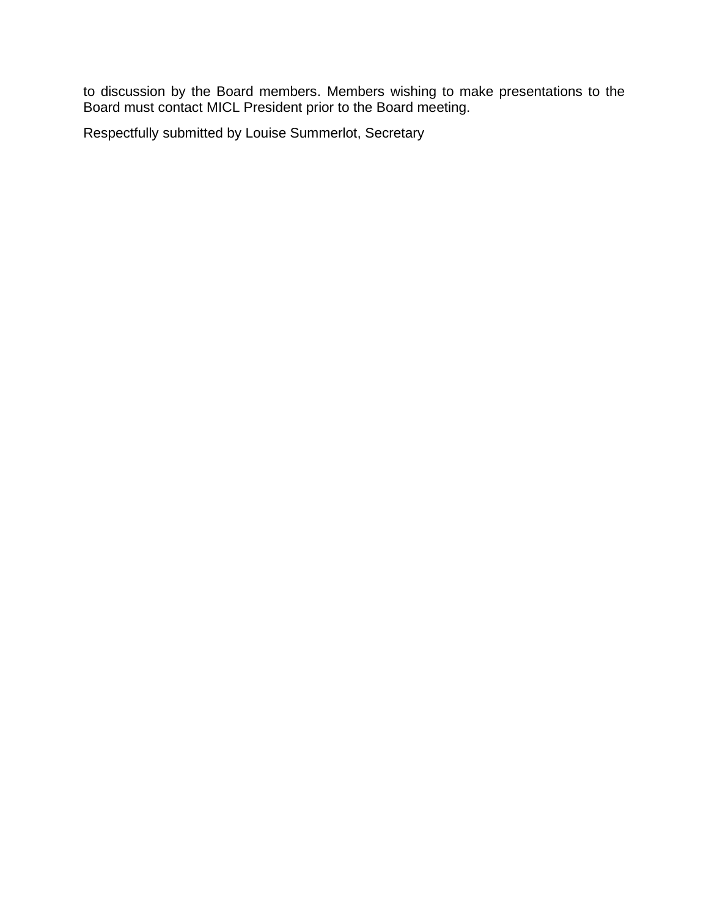to discussion by the Board members. Members wishing to make presentations to the Board must contact MICL President prior to the Board meeting.

Respectfully submitted by Louise Summerlot, Secretary